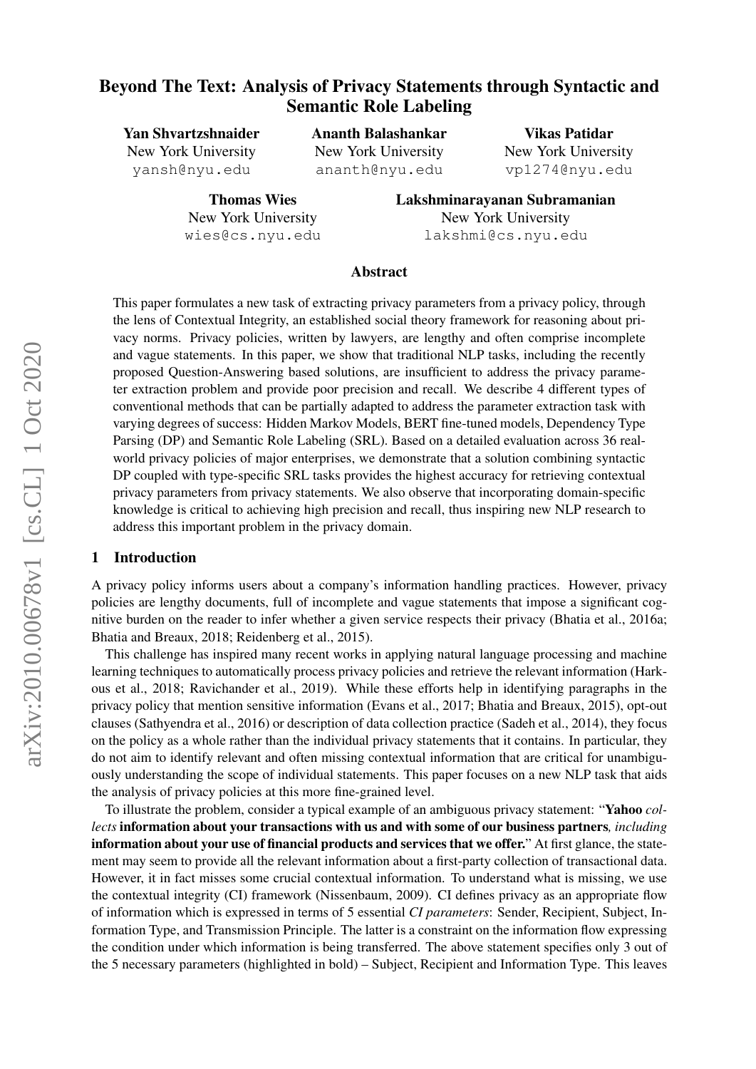# Beyond The Text: Analysis of Privacy Statements through Syntactic and Semantic Role Labeling

**Yan Shvartzshnaider**
New York University
yansh@nyu.edu

**Ananth Balashankar**
New York University
ananth@nyu.edu

**Vikas Patidar**
New York University
vp1274@nyu.edu

**Thomas Wies**
New York University
wies@cs.nyu.edu

**Lakshminarayanan Subramanian**
New York University
lakshmi@cs.nyu.edu

## Abstract

This paper formulates a new task of extracting privacy parameters from a privacy policy, through the lens of Contextual Integrity, an established social theory framework for reasoning about privacy norms. Privacy policies, written by lawyers, are lengthy and often comprise incomplete and vague statements. In this paper, we show that traditional NLP tasks, including the recently proposed Question-Answering based solutions, are insufficient to address the privacy parameter extraction problem and provide poor precision and recall. We describe 4 different types of conventional methods that can be partially adapted to address the parameter extraction task with varying degrees of success: Hidden Markov Models, BERT fine-tuned models, Dependency Type Parsing (DP) and Semantic Role Labeling (SRL). Based on a detailed evaluation across 36 real-world privacy policies of major enterprises, we demonstrate that a solution combining syntactic DP coupled with type-specific SRL tasks provides the highest accuracy for retrieving contextual privacy parameters from privacy statements. We also observe that incorporating domain-specific knowledge is critical to achieving high precision and recall, thus inspiring new NLP research to address this important problem in the privacy domain.

## 1 Introduction

A privacy policy informs users about a company's information handling practices. However, privacy policies are lengthy documents, full of incomplete and vague statements that impose a significant cognitive burden on the reader to infer whether a given service respects their privacy (Bhatia et al., 2016a; Bhatia and Breaux, 2018; Reidenberg et al., 2015).

This challenge has inspired many recent works in applying natural language processing and machine learning techniques to automatically process privacy policies and retrieve the relevant information (Harkous et al., 2018; Ravichander et al., 2019). While these efforts help in identifying paragraphs in the privacy policy that mention sensitive information (Evans et al., 2017; Bhatia and Breaux, 2015), opt-out clauses (Sathyendra et al., 2016) or description of data collection practice (Sadeh et al., 2014), they focus on the policy as a whole rather than the individual privacy statements that it contains. In particular, they do not aim to identify relevant and often missing contextual information that are critical for unambiguously understanding the scope of individual statements. This paper focuses on a new NLP task that aids the analysis of privacy policies at this more fine-grained level.

To illustrate the problem, consider a typical example of an ambiguous privacy statement: "**Yahoo** *collects* **information about your transactions with us and with some of our business partners***, including* **information about your use of financial products and services that we offer.**" At first glance, the statement may seem to provide all the relevant information about a first-party collection of transactional data. However, it in fact misses some crucial contextual information. To understand what is missing, we use the contextual integrity (CI) framework (Nissenbaum, 2009). CI defines privacy as an appropriate flow of information which is expressed in terms of 5 essential *CI parameters*: Sender, Recipient, Subject, Information Type, and Transmission Principle. The latter is a constraint on the information flow expressing the condition under which information is being transferred. The above statement specifies only 3 out of the 5 necessary parameters (highlighted in bold) – Subject, Recipient and Information Type. This leaves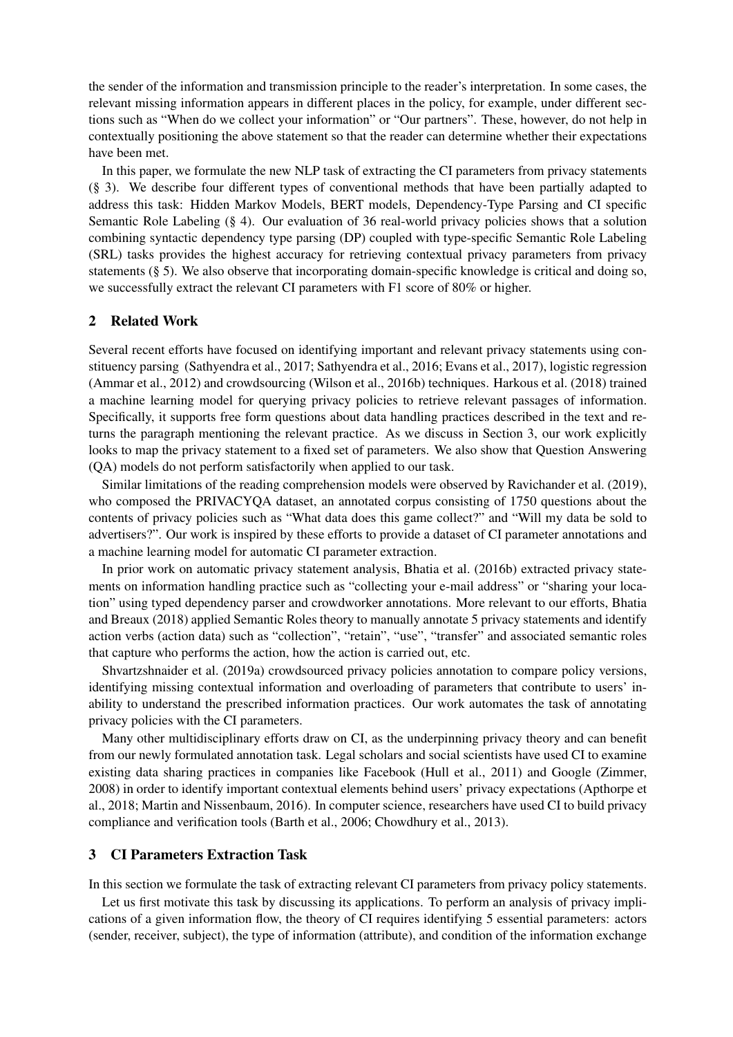the sender of the information and transmission principle to the reader's interpretation. In some cases, the relevant missing information appears in different places in the policy, for example, under different sections such as "When do we collect your information" or "Our partners". These, however, do not help in contextually positioning the above statement so that the reader can determine whether their expectations have been met.

In this paper, we formulate the new NLP task of extracting the CI parameters from privacy statements (§ 3). We describe four different types of conventional methods that have been partially adapted to address this task: Hidden Markov Models, BERT models, Dependency-Type Parsing and CI specific Semantic Role Labeling (§ 4). Our evaluation of 36 real-world privacy policies shows that a solution combining syntactic dependency type parsing (DP) coupled with type-specific Semantic Role Labeling (SRL) tasks provides the highest accuracy for retrieving contextual privacy parameters from privacy statements (§ 5). We also observe that incorporating domain-specific knowledge is critical and doing so, we successfully extract the relevant CI parameters with F1 score of 80% or higher.

## 2 Related Work

Several recent efforts have focused on identifying important and relevant privacy statements using constituency parsing (Sathyendra et al., 2017; Sathyendra et al., 2016; Evans et al., 2017), logistic regression (Ammar et al., 2012) and crowdsourcing (Wilson et al., 2016b) techniques. Harkous et al. (2018) trained a machine learning model for querying privacy policies to retrieve relevant passages of information. Specifically, it supports free form questions about data handling practices described in the text and returns the paragraph mentioning the relevant practice. As we discuss in Section 3, our work explicitly looks to map the privacy statement to a fixed set of parameters. We also show that Question Answering (QA) models do not perform satisfactorily when applied to our task.

Similar limitations of the reading comprehension models were observed by Ravichander et al. (2019), who composed the PRIVACYQA dataset, an annotated corpus consisting of 1750 questions about the contents of privacy policies such as "What data does this game collect?" and "Will my data be sold to advertisers?". Our work is inspired by these efforts to provide a dataset of CI parameter annotations and a machine learning model for automatic CI parameter extraction.

In prior work on automatic privacy statement analysis, Bhatia et al. (2016b) extracted privacy statements on information handling practice such as "collecting your e-mail address" or "sharing your location" using typed dependency parser and crowdworker annotations. More relevant to our efforts, Bhatia and Breaux (2018) applied Semantic Roles theory to manually annotate 5 privacy statements and identify action verbs (action data) such as "collection", "retain", "use", "transfer" and associated semantic roles that capture who performs the action, how the action is carried out, etc.

Shvartzshnaider et al. (2019a) crowdsourced privacy policies annotation to compare policy versions, identifying missing contextual information and overloading of parameters that contribute to users' inability to understand the prescribed information practices. Our work automates the task of annotating privacy policies with the CI parameters.

Many other multidisciplinary efforts draw on CI, as the underpinning privacy theory and can benefit from our newly formulated annotation task. Legal scholars and social scientists have used CI to examine existing data sharing practices in companies like Facebook (Hull et al., 2011) and Google (Zimmer, 2008) in order to identify important contextual elements behind users' privacy expectations (Apthorpe et al., 2018; Martin and Nissenbaum, 2016). In computer science, researchers have used CI to build privacy compliance and verification tools (Barth et al., 2006; Chowdhury et al., 2013).

## 3 CI Parameters Extraction Task

In this section we formulate the task of extracting relevant CI parameters from privacy policy statements.

Let us first motivate this task by discussing its applications. To perform an analysis of privacy implications of a given information flow, the theory of CI requires identifying 5 essential parameters: actors (sender, receiver, subject), the type of information (attribute), and condition of the information exchange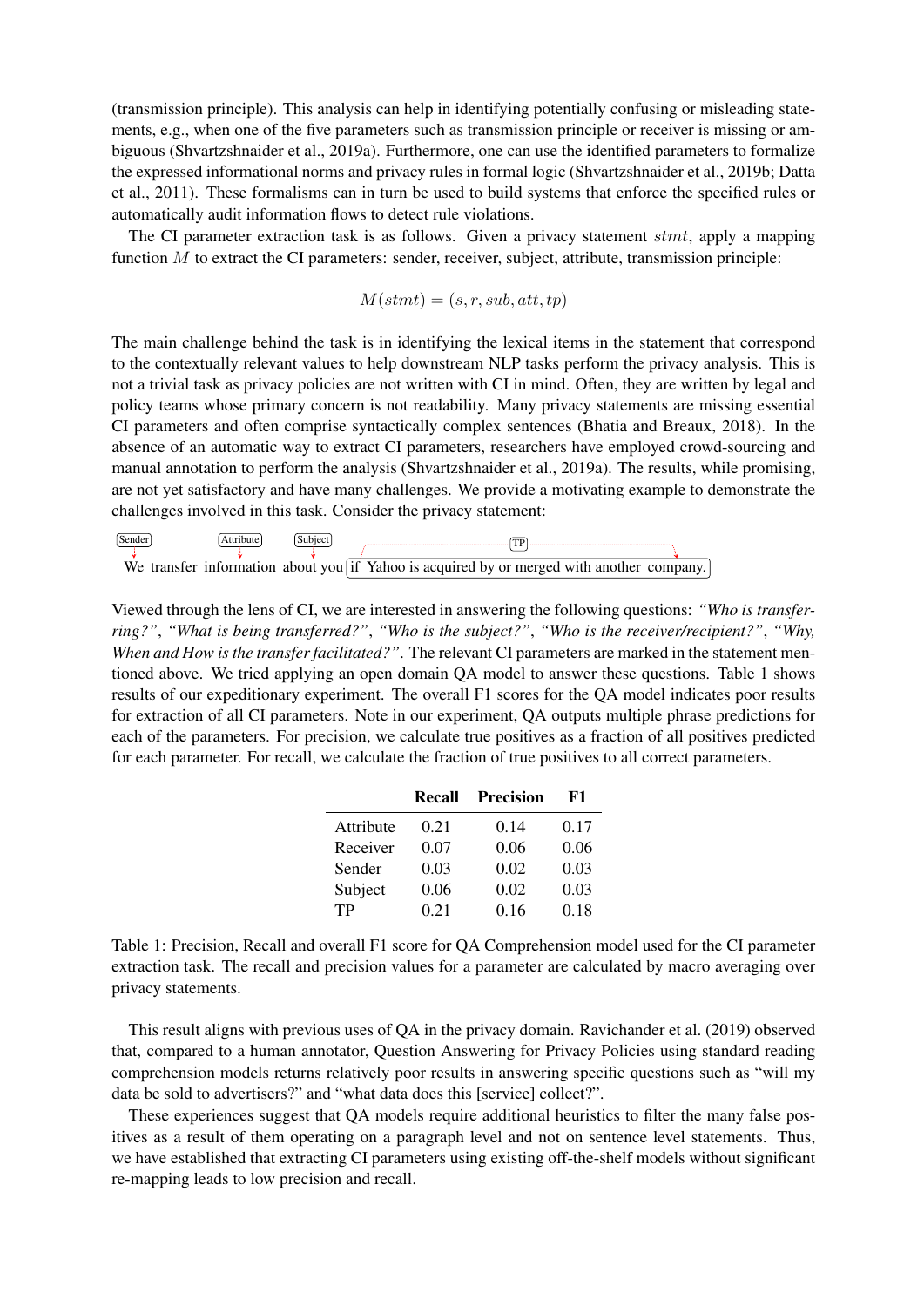(transmission principle). This analysis can help in identifying potentially confusing or misleading statements, e.g., when one of the five parameters such as transmission principle or receiver is missing or ambiguous (Shvartzshnaider et al., 2019a). Furthermore, one can use the identified parameters to formalize the expressed informational norms and privacy rules in formal logic (Shvartzshnaider et al., 2019b; Datta et al., 2011). These formalisms can in turn be used to build systems that enforce the specified rules or automatically audit information flows to detect rule violations.

The CI parameter extraction task is as follows. Given a privacy statement $stmt$, apply a mapping function $M$ to extract the CI parameters: sender, receiver, subject, attribute, transmission principle:

$$M(stmt) = (s, r, sub, att, tp)$$

The main challenge behind the task is in identifying the lexical items in the statement that correspond to the contextually relevant values to help downstream NLP tasks perform the privacy analysis. This is not a trivial task as privacy policies are not written with CI in mind. Often, they are written by legal and policy teams whose primary concern is not readability. Many privacy statements are missing essential CI parameters and often comprise syntactically complex sentences (Bhatia and Breaux, 2018). In the absence of an automatic way to extract CI parameters, researchers have employed crowd-sourcing and manual annotation to perform the analysis (Shvartzshnaider et al., 2019a). The results, while promising, are not yet satisfactory and have many challenges. We provide a motivating example to demonstrate the challenges involved in this task. Consider the privacy statement:

[Sender] We transfer [Attribute] information about [Subject] you [TP] if Yahoo is acquired by or merged with another company.

Viewed through the lens of CI, we are interested in answering the following questions: *"Who is transferring?"*, *"What is being transferred?"*, *"Who is the subject?"*, *"Who is the receiver/recipient?"*, *"Why, When and How is the transfer facilitated?"*. The relevant CI parameters are marked in the statement mentioned above. We tried applying an open domain QA model to answer these questions. Table 1 shows results of our expeditionary experiment. The overall F1 scores for the QA model indicates poor results for extraction of all CI parameters. Note in our experiment, QA outputs multiple phrase predictions for each of the parameters. For precision, we calculate true positives as a fraction of all positives predicted for each parameter. For recall, we calculate the fraction of true positives to all correct parameters.

| | **Recall** | **Precision** | **F1** |
|---|---|---|---|
| Attribute | 0.21 | 0.14 | 0.17 |
| Receiver | 0.07 | 0.06 | 0.06 |
| Sender | 0.03 | 0.02 | 0.03 |
| Subject | 0.06 | 0.02 | 0.03 |
| TP | 0.21 | 0.16 | 0.18 |

Table 1: Precision, Recall and overall F1 score for QA Comprehension model used for the CI parameter extraction task. The recall and precision values for a parameter are calculated by macro averaging over privacy statements.

This result aligns with previous uses of QA in the privacy domain. Ravichander et al. (2019) observed that, compared to a human annotator, Question Answering for Privacy Policies using standard reading comprehension models returns relatively poor results in answering specific questions such as "will my data be sold to advertisers?" and "what data does this [service] collect?".

These experiences suggest that QA models require additional heuristics to filter the many false positives as a result of them operating on a paragraph level and not on sentence level statements. Thus, we have established that extracting CI parameters using existing off-the-shelf models without significant re-mapping leads to low precision and recall.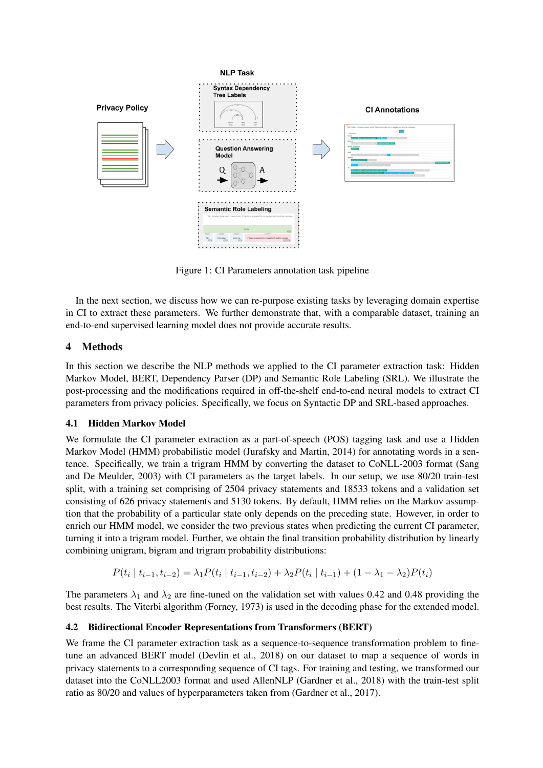Figure 1: CI Parameters annotation task pipeline

In the next section, we discuss how we can re-purpose existing tasks by leveraging domain expertise in CI to extract these parameters. We further demonstrate that, with a comparable dataset, training an end-to-end supervised learning model does not provide accurate results.

## 4 Methods

In this section we describe the NLP methods we applied to the CI parameter extraction task: Hidden Markov Model, BERT, Dependency Parser (DP) and Semantic Role Labeling (SRL). We illustrate the post-processing and the modifications required in off-the-shelf end-to-end neural models to extract CI parameters from privacy policies. Specifically, we focus on Syntactic DP and SRL-based approaches.

### 4.1 Hidden Markov Model

We formulate the CI parameter extraction as a part-of-speech (POS) tagging task and use a Hidden Markov Model (HMM) probabilistic model (Jurafsky and Martin, 2014) for annotating words in a sentence. Specifically, we train a trigram HMM by converting the dataset to CoNLL-2003 format (Sang and De Meulder, 2003) with CI parameters as the target labels. In our setup, we use 80/20 train-test split, with a training set comprising of 2504 privacy statements and 18533 tokens and a validation set consisting of 626 privacy statements and 5130 tokens. By default, HMM relies on the Markov assumption that the probability of a particular state only depends on the preceding state. However, in order to enrich our HMM model, we consider the two previous states when predicting the current CI parameter, turning it into a trigram model. Further, we obtain the final transition probability distribution by linearly combining unigram, bigram and trigram probability distributions:

$$P(t_i \mid t_{i-1}, t_{i-2}) = \lambda_1 P(t_i \mid t_{i-1}, t_{i-2}) + \lambda_2 P(t_i \mid t_{i-1}) + (1 - \lambda_1 - \lambda_2) P(t_i)$$

The parameters $\lambda_1$ and $\lambda_2$ are fine-tuned on the validation set with values 0.42 and 0.48 providing the best results. The Viterbi algorithm (Forney, 1973) is used in the decoding phase for the extended model.

### 4.2 Bidirectional Encoder Representations from Transformers (BERT)

We frame the CI parameter extraction task as a sequence-to-sequence transformation problem to fine-tune an advanced BERT model (Devlin et al., 2018) on our dataset to map a sequence of words in privacy statements to a corresponding sequence of CI tags. For training and testing, we transformed our dataset into the CoNLL2003 format and used AllenNLP (Gardner et al., 2018) with the train-test split ratio as 80/20 and values of hyperparameters taken from (Gardner et al., 2017).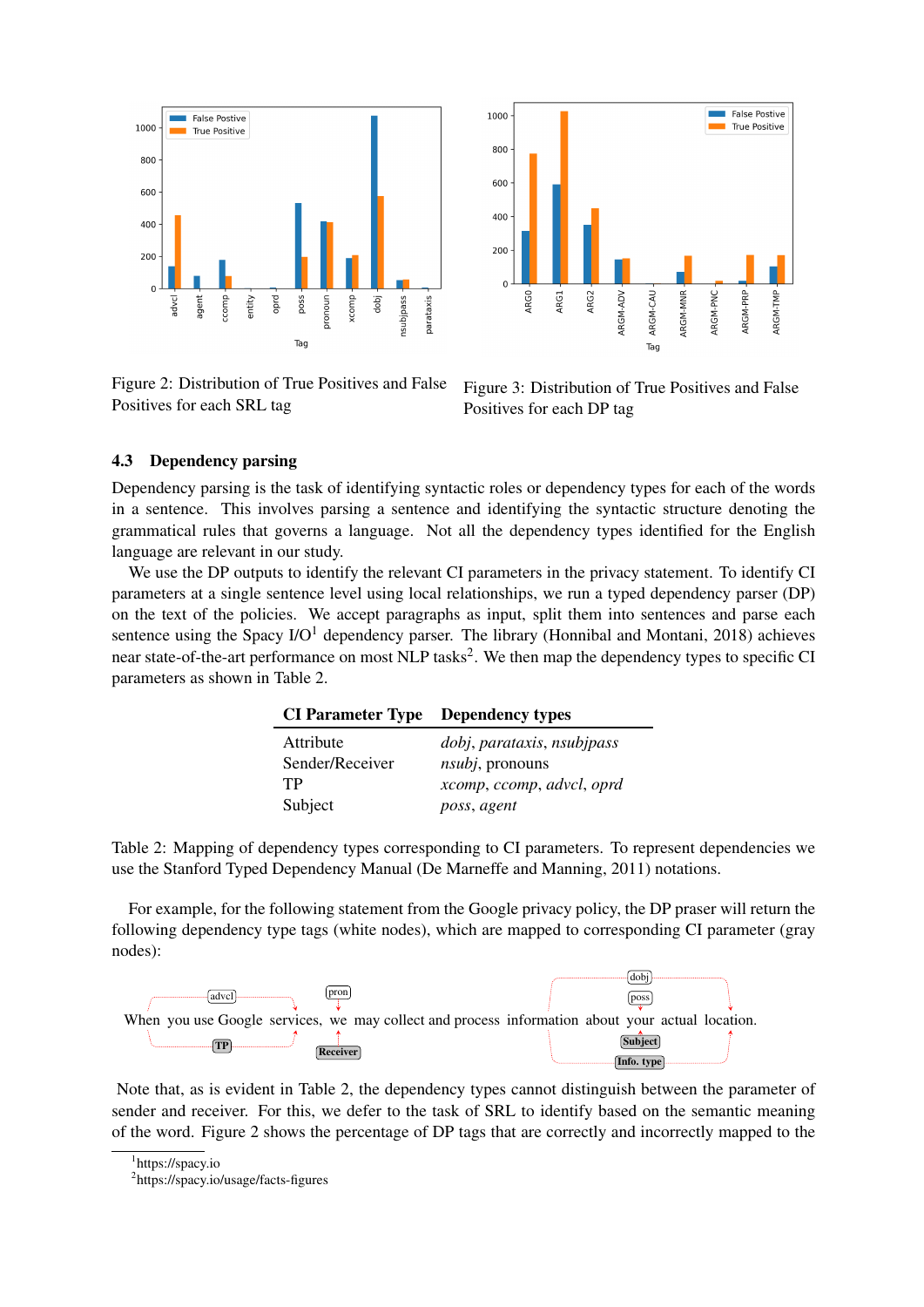Figure 2: Distribution of True Positives and False Positives for each SRL tag

Figure 3: Distribution of True Positives and False Positives for each DP tag

### 4.3 Dependency parsing

Dependency parsing is the task of identifying syntactic roles or dependency types for each of the words in a sentence. This involves parsing a sentence and identifying the syntactic structure denoting the grammatical rules that governs a language. Not all the dependency types identified for the English language are relevant in our study.

We use the DP outputs to identify the relevant CI parameters in the privacy statement. To identify CI parameters at a single sentence level using local relationships, we run a typed dependency parser (DP) on the text of the policies. We accept paragraphs as input, split them into sentences and parse each sentence using the Spacy I/O[1] dependency parser. The library (Honnibal and Montani, 2018) achieves near state-of-the-art performance on most NLP tasks[2]. We then map the dependency types to specific CI parameters as shown in Table 2.

| CI Parameter Type | Dependency types |
|---|---|
| Attribute | *dobj*, *parataxis*, *nsubjpass* |
| Sender/Receiver | *nsubj*, pronouns |
| TP | *xcomp*, *ccomp*, *advcl*, *oprd* |
| Subject | *poss*, *agent* |

Table 2: Mapping of dependency types corresponding to CI parameters. To represent dependencies we use the Stanford Typed Dependency Manual (De Marneffe and Manning, 2011) notations.

For example, for the following statement from the Google privacy policy, the DP praser will return the following dependency type tags (white nodes), which are mapped to corresponding CI parameter (gray nodes):

When you use Google services, we may collect and process information about your actual location.

(advcl → TP; pron → Receiver; dobj → Info. type; poss → Subject)

Note that, as is evident in Table 2, the dependency types cannot distinguish between the parameter of sender and receiver. For this, we defer to the task of SRL to identify based on the semantic meaning of the word. Figure 2 shows the percentage of DP tags that are correctly and incorrectly mapped to the

[1] https://spacy.io

[2] https://spacy.io/usage/facts-figures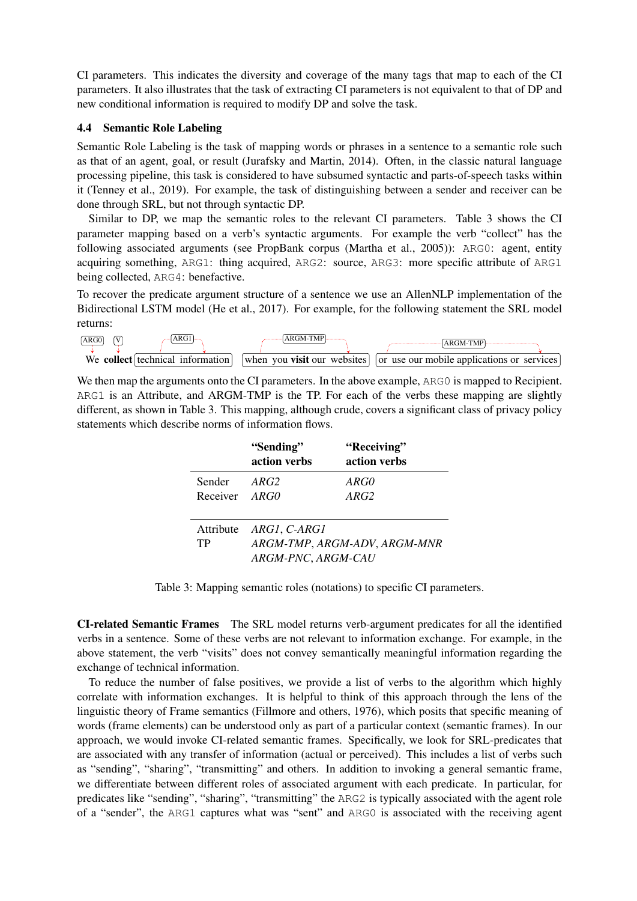CI parameters. This indicates the diversity and coverage of the many tags that map to each of the CI parameters. It also illustrates that the task of extracting CI parameters is not equivalent to that of DP and new conditional information is required to modify DP and solve the task.

### 4.4 Semantic Role Labeling

Semantic Role Labeling is the task of mapping words or phrases in a sentence to a semantic role such as that of an agent, goal, or result (Jurafsky and Martin, 2014). Often, in the classic natural language processing pipeline, this task is considered to have subsumed syntactic and parts-of-speech tasks within it (Tenney et al., 2019). For example, the task of distinguishing between a sender and receiver can be done through SRL, but not through syntactic DP.

Similar to DP, we map the semantic roles to the relevant CI parameters. Table 3 shows the CI parameter mapping based on a verb's syntactic arguments. For example the verb "collect" has the following associated arguments (see PropBank corpus (Martha et al., 2005)): `ARG0`: agent, entity acquiring something, `ARG1`: thing acquired, `ARG2`: source, `ARG3`: more specific attribute of `ARG1` being collected, `ARG4`: benefactive.

To recover the predicate argument structure of a sentence we use an AllenNLP implementation of the Bidirectional LSTM model (He et al., 2017). For example, for the following statement the SRL model returns:

ARG0: We | V: **collect** | ARG1: [technical information] | ARGM-TMP: [when you **visit** our websites] | ARGM-TMP: [or use our mobile applications or services]

We then map the arguments onto the CI parameters. In the above example, `ARG0` is mapped to Recipient. `ARG1` is an Attribute, and ARGM-TMP is the TP. For each of the verbs these mapping are slightly different, as shown in Table 3. This mapping, although crude, covers a significant class of privacy policy statements which describe norms of information flows.

| | **"Sending" action verbs** | **"Receiving" action verbs** |
|---|---|---|
| Sender | *ARG2* | *ARG0* |
| Receiver | *ARG0* | *ARG2* |
| Attribute | *ARG1*, *C-ARG1* | |
| TP | *ARGM-TMP*, *ARGM-ADV*, *ARGM-MNR* *ARGM-PNC*, *ARGM-CAU* | |

Table 3: Mapping semantic roles (notations) to specific CI parameters.

**CI-related Semantic Frames** The SRL model returns verb-argument predicates for all the identified verbs in a sentence. Some of these verbs are not relevant to information exchange. For example, in the above statement, the verb "visits" does not convey semantically meaningful information regarding the exchange of technical information.

To reduce the number of false positives, we provide a list of verbs to the algorithm which highly correlate with information exchanges. It is helpful to think of this approach through the lens of the linguistic theory of Frame semantics (Fillmore and others, 1976), which posits that specific meaning of words (frame elements) can be understood only as part of a particular context (semantic frames). In our approach, we would invoke CI-related semantic frames. Specifically, we look for SRL-predicates that are associated with any transfer of information (actual or perceived). This includes a list of verbs such as "sending", "sharing", "transmitting" and others. In addition to invoking a general semantic frame, we differentiate between different roles of associated argument with each predicate. In particular, for predicates like "sending", "sharing", "transmitting" the `ARG2` is typically associated with the agent role of a "sender", the `ARG1` captures what was "sent" and `ARG0` is associated with the receiving agent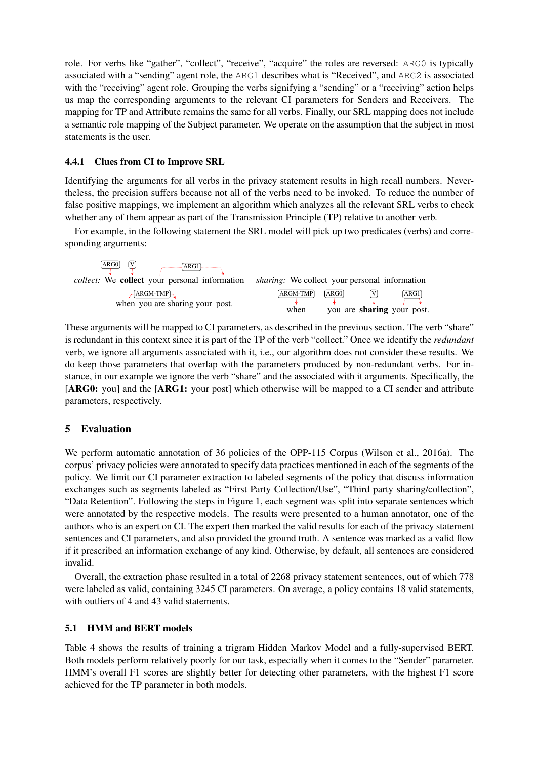role. For verbs like "gather", "collect", "receive", "acquire" the roles are reversed: ARG0 is typically associated with a "sending" agent role, the ARG1 describes what is "Received", and ARG2 is associated with the "receiving" agent role. Grouping the verbs signifying a "sending" or a "receiving" action helps us map the corresponding arguments to the relevant CI parameters for Senders and Receivers. The mapping for TP and Attribute remains the same for all verbs. Finally, our SRL mapping does not include a semantic role mapping of the Subject parameter. We operate on the assumption that the subject in most statements is the user.

### 4.4.1 Clues from CI to Improve SRL

Identifying the arguments for all verbs in the privacy statement results in high recall numbers. Nevertheless, the precision suffers because not all of the verbs need to be invoked. To reduce the number of false positive mappings, we implement an algorithm which analyzes all the relevant SRL verbs to check whether any of them appear as part of the Transmission Principle (TP) relative to another verb.

For example, in the following statement the SRL model will pick up two predicates (verbs) and corresponding arguments:

*collect:* [ARG0: We] [V: **collect**] [ARG1: your personal information] [ARGM-TMP: when you are sharing your post.]

*sharing:* We collect your personal information [ARGM-TMP: when] [ARG0: you] are [V: **sharing**] [ARG1: your post.]

These arguments will be mapped to CI parameters, as described in the previous section. The verb "share" is redundant in this context since it is part of the TP of the verb "collect." Once we identify the *redundant* verb, we ignore all arguments associated with it, i.e., our algorithm does not consider these results. We do keep those parameters that overlap with the parameters produced by non-redundant verbs. For instance, in our example we ignore the verb "share" and the associated with it arguments. Specifically, the [**ARG0:** you] and the [**ARG1:** your post] which otherwise will be mapped to a CI sender and attribute parameters, respectively.

## 5 Evaluation

We perform automatic annotation of 36 policies of the OPP-115 Corpus (Wilson et al., 2016a). The corpus' privacy policies were annotated to specify data practices mentioned in each of the segments of the policy. We limit our CI parameter extraction to labeled segments of the policy that discuss information exchanges such as segments labeled as "First Party Collection/Use", "Third party sharing/collection", "Data Retention". Following the steps in Figure 1, each segment was split into separate sentences which were annotated by the respective models. The results were presented to a human annotator, one of the authors who is an expert on CI. The expert then marked the valid results for each of the privacy statement sentences and CI parameters, and also provided the ground truth. A sentence was marked as a valid flow if it prescribed an information exchange of any kind. Otherwise, by default, all sentences are considered invalid.

Overall, the extraction phase resulted in a total of 2268 privacy statement sentences, out of which 778 were labeled as valid, containing 3245 CI parameters. On average, a policy contains 18 valid statements, with outliers of 4 and 43 valid statements.

### 5.1 HMM and BERT models

Table 4 shows the results of training a trigram Hidden Markov Model and a fully-supervised BERT. Both models perform relatively poorly for our task, especially when it comes to the "Sender" parameter. HMM's overall F1 scores are slightly better for detecting other parameters, with the highest F1 score achieved for the TP parameter in both models.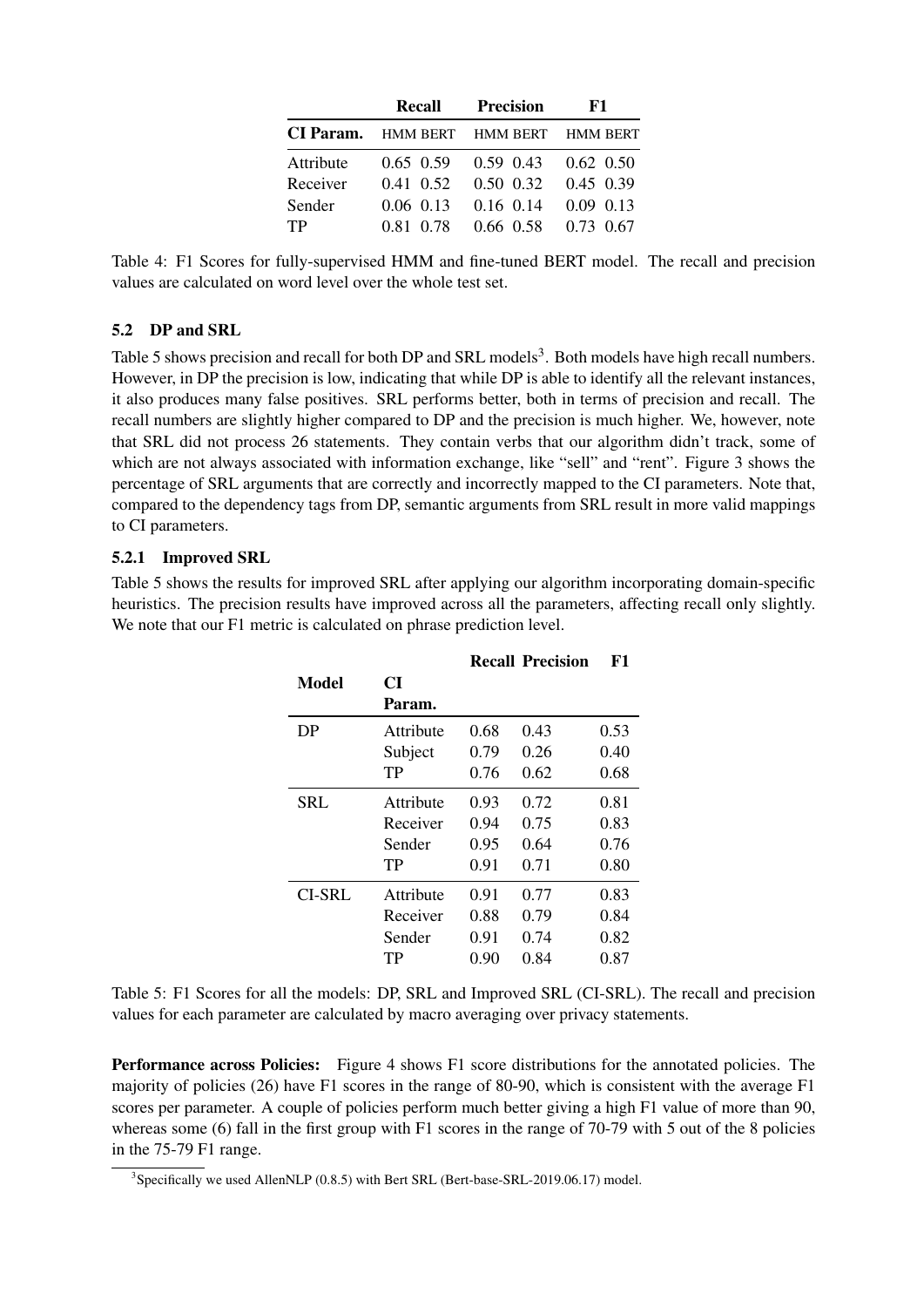|  | Recall |  | Precision |  | F1 |  |
|---|---|---|---|---|---|---|
| **CI Param.** | HMM | BERT | HMM | BERT | HMM | BERT |
| Attribute | 0.65 | 0.59 | 0.59 | 0.43 | 0.62 | 0.50 |
| Receiver | 0.41 | 0.52 | 0.50 | 0.32 | 0.45 | 0.39 |
| Sender | 0.06 | 0.13 | 0.16 | 0.14 | 0.09 | 0.13 |
| TP | 0.81 | 0.78 | 0.66 | 0.58 | 0.73 | 0.67 |

Table 4: F1 Scores for fully-supervised HMM and fine-tuned BERT model. The recall and precision values are calculated on word level over the whole test set.

### 5.2 DP and SRL

Table 5 shows precision and recall for both DP and SRL models[3]. Both models have high recall numbers. However, in DP the precision is low, indicating that while DP is able to identify all the relevant instances, it also produces many false positives. SRL performs better, both in terms of precision and recall. The recall numbers are slightly higher compared to DP and the precision is much higher. We, however, note that SRL did not process 26 statements. They contain verbs that our algorithm didn't track, some of which are not always associated with information exchange, like "sell" and "rent". Figure 3 shows the percentage of SRL arguments that are correctly and incorrectly mapped to the CI parameters. Note that, compared to the dependency tags from DP, semantic arguments from SRL result in more valid mappings to CI parameters.

#### 5.2.1 Improved SRL

Table 5 shows the results for improved SRL after applying our algorithm incorporating domain-specific heuristics. The precision results have improved across all the parameters, affecting recall only slightly. We note that our F1 metric is calculated on phrase prediction level.

| **Model** | **CI Param.** | **Recall** | **Precision** | **F1** |
|---|---|---|---|---|
| DP | Attribute | 0.68 | 0.43 | 0.53 |
|  | Subject | 0.79 | 0.26 | 0.40 |
|  | TP | 0.76 | 0.62 | 0.68 |
| SRL | Attribute | 0.93 | 0.72 | 0.81 |
|  | Receiver | 0.94 | 0.75 | 0.83 |
|  | Sender | 0.95 | 0.64 | 0.76 |
|  | TP | 0.91 | 0.71 | 0.80 |
| CI-SRL | Attribute | 0.91 | 0.77 | 0.83 |
|  | Receiver | 0.88 | 0.79 | 0.84 |
|  | Sender | 0.91 | 0.74 | 0.82 |
|  | TP | 0.90 | 0.84 | 0.87 |

Table 5: F1 Scores for all the models: DP, SRL and Improved SRL (CI-SRL). The recall and precision values for each parameter are calculated by macro averaging over privacy statements.

**Performance across Policies:** Figure 4 shows F1 score distributions for the annotated policies. The majority of policies (26) have F1 scores in the range of 80-90, which is consistent with the average F1 scores per parameter. A couple of policies perform much better giving a high F1 value of more than 90, whereas some (6) fall in the first group with F1 scores in the range of 70-79 with 5 out of the 8 policies in the 75-79 F1 range.

[3] Specifically we used AllenNLP (0.8.5) with Bert SRL (Bert-base-SRL-2019.06.17) model.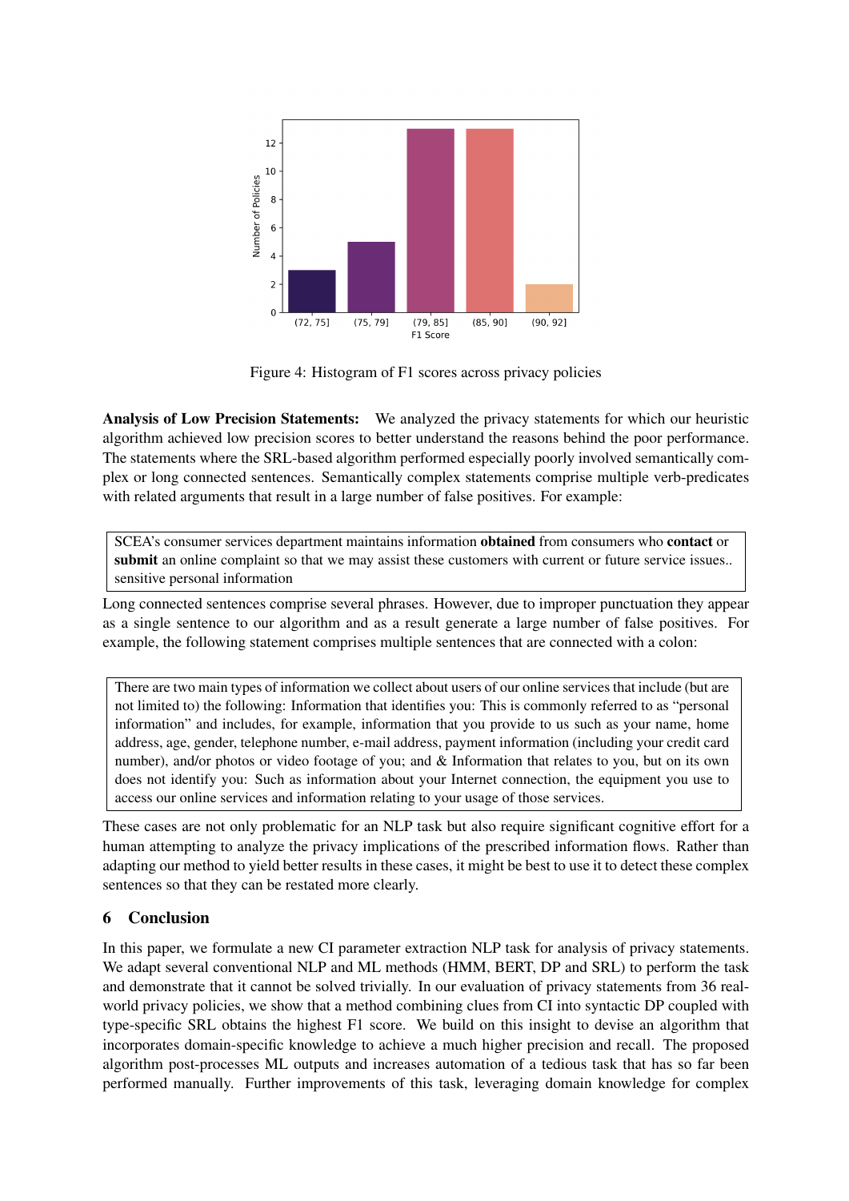Figure 4: Histogram of F1 scores across privacy policies

**Analysis of Low Precision Statements:** We analyzed the privacy statements for which our heuristic algorithm achieved low precision scores to better understand the reasons behind the poor performance. The statements where the SRL-based algorithm performed especially poorly involved semantically complex or long connected sentences. Semantically complex statements comprise multiple verb-predicates with related arguments that result in a large number of false positives. For example:

> SCEA's consumer services department maintains information **obtained** from consumers who **contact** or **submit** an online complaint so that we may assist these customers with current or future service issues.. sensitive personal information

Long connected sentences comprise several phrases. However, due to improper punctuation they appear as a single sentence to our algorithm and as a result generate a large number of false positives. For example, the following statement comprises multiple sentences that are connected with a colon:

> There are two main types of information we collect about users of our online services that include (but are not limited to) the following: Information that identifies you: This is commonly referred to as "personal information" and includes, for example, information that you provide to us such as your name, home address, age, gender, telephone number, e-mail address, payment information (including your credit card number), and/or photos or video footage of you; and & Information that relates to you, but on its own does not identify you: Such as information about your Internet connection, the equipment you use to access our online services and information relating to your usage of those services.

These cases are not only problematic for an NLP task but also require significant cognitive effort for a human attempting to analyze the privacy implications of the prescribed information flows. Rather than adapting our method to yield better results in these cases, it might be best to use it to detect these complex sentences so that they can be restated more clearly.

## 6 Conclusion

In this paper, we formulate a new CI parameter extraction NLP task for analysis of privacy statements. We adapt several conventional NLP and ML methods (HMM, BERT, DP and SRL) to perform the task and demonstrate that it cannot be solved trivially. In our evaluation of privacy statements from 36 real-world privacy policies, we show that a method combining clues from CI into syntactic DP coupled with type-specific SRL obtains the highest F1 score. We build on this insight to devise an algorithm that incorporates domain-specific knowledge to achieve a much higher precision and recall. The proposed algorithm post-processes ML outputs and increases automation of a tedious task that has so far been performed manually. Further improvements of this task, leveraging domain knowledge for complex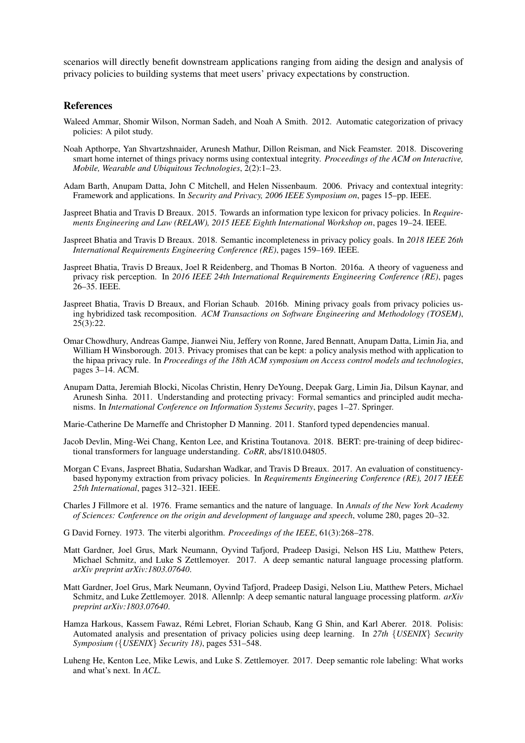scenarios will directly benefit downstream applications ranging from aiding the design and analysis of privacy policies to building systems that meet users' privacy expectations by construction.

## References

Waleed Ammar, Shomir Wilson, Norman Sadeh, and Noah A Smith. 2012. Automatic categorization of privacy policies: A pilot study.

Noah Apthorpe, Yan Shvartzshnaider, Arunesh Mathur, Dillon Reisman, and Nick Feamster. 2018. Discovering smart home internet of things privacy norms using contextual integrity. *Proceedings of the ACM on Interactive, Mobile, Wearable and Ubiquitous Technologies*, 2(2):1–23.

Adam Barth, Anupam Datta, John C Mitchell, and Helen Nissenbaum. 2006. Privacy and contextual integrity: Framework and applications. In *Security and Privacy, 2006 IEEE Symposium on*, pages 15–pp. IEEE.

Jaspreet Bhatia and Travis D Breaux. 2015. Towards an information type lexicon for privacy policies. In *Requirements Engineering and Law (RELAW), 2015 IEEE Eighth International Workshop on*, pages 19–24. IEEE.

Jaspreet Bhatia and Travis D Breaux. 2018. Semantic incompleteness in privacy policy goals. In *2018 IEEE 26th International Requirements Engineering Conference (RE)*, pages 159–169. IEEE.

Jaspreet Bhatia, Travis D Breaux, Joel R Reidenberg, and Thomas B Norton. 2016a. A theory of vagueness and privacy risk perception. In *2016 IEEE 24th International Requirements Engineering Conference (RE)*, pages 26–35. IEEE.

Jaspreet Bhatia, Travis D Breaux, and Florian Schaub. 2016b. Mining privacy goals from privacy policies using hybridized task recomposition. *ACM Transactions on Software Engineering and Methodology (TOSEM)*, 25(3):22.

Omar Chowdhury, Andreas Gampe, Jianwei Niu, Jeffery von Ronne, Jared Bennatt, Anupam Datta, Limin Jia, and William H Winsborough. 2013. Privacy promises that can be kept: a policy analysis method with application to the hipaa privacy rule. In *Proceedings of the 18th ACM symposium on Access control models and technologies*, pages 3–14. ACM.

Anupam Datta, Jeremiah Blocki, Nicolas Christin, Henry DeYoung, Deepak Garg, Limin Jia, Dilsun Kaynar, and Arunesh Sinha. 2011. Understanding and protecting privacy: Formal semantics and principled audit mechanisms. In *International Conference on Information Systems Security*, pages 1–27. Springer.

Marie-Catherine De Marneffe and Christopher D Manning. 2011. Stanford typed dependencies manual.

Jacob Devlin, Ming-Wei Chang, Kenton Lee, and Kristina Toutanova. 2018. BERT: pre-training of deep bidirectional transformers for language understanding. *CoRR*, abs/1810.04805.

Morgan C Evans, Jaspreet Bhatia, Sudarshan Wadkar, and Travis D Breaux. 2017. An evaluation of constituency-based hyponymy extraction from privacy policies. In *Requirements Engineering Conference (RE), 2017 IEEE 25th International*, pages 312–321. IEEE.

Charles J Fillmore et al. 1976. Frame semantics and the nature of language. In *Annals of the New York Academy of Sciences: Conference on the origin and development of language and speech*, volume 280, pages 20–32.

G David Forney. 1973. The viterbi algorithm. *Proceedings of the IEEE*, 61(3):268–278.

Matt Gardner, Joel Grus, Mark Neumann, Oyvind Tafjord, Pradeep Dasigi, Nelson HS Liu, Matthew Peters, Michael Schmitz, and Luke S Zettlemoyer. 2017. A deep semantic natural language processing platform. *arXiv preprint arXiv:1803.07640*.

Matt Gardner, Joel Grus, Mark Neumann, Oyvind Tafjord, Pradeep Dasigi, Nelson Liu, Matthew Peters, Michael Schmitz, and Luke Zettlemoyer. 2018. Allennlp: A deep semantic natural language processing platform. *arXiv preprint arXiv:1803.07640*.

Hamza Harkous, Kassem Fawaz, Rémi Lebret, Florian Schaub, Kang G Shin, and Karl Aberer. 2018. Polisis: Automated analysis and presentation of privacy policies using deep learning. In *27th {USENIX} Security Symposium ({USENIX} Security 18)*, pages 531–548.

Luheng He, Kenton Lee, Mike Lewis, and Luke S. Zettlemoyer. 2017. Deep semantic role labeling: What works and what's next. In *ACL*.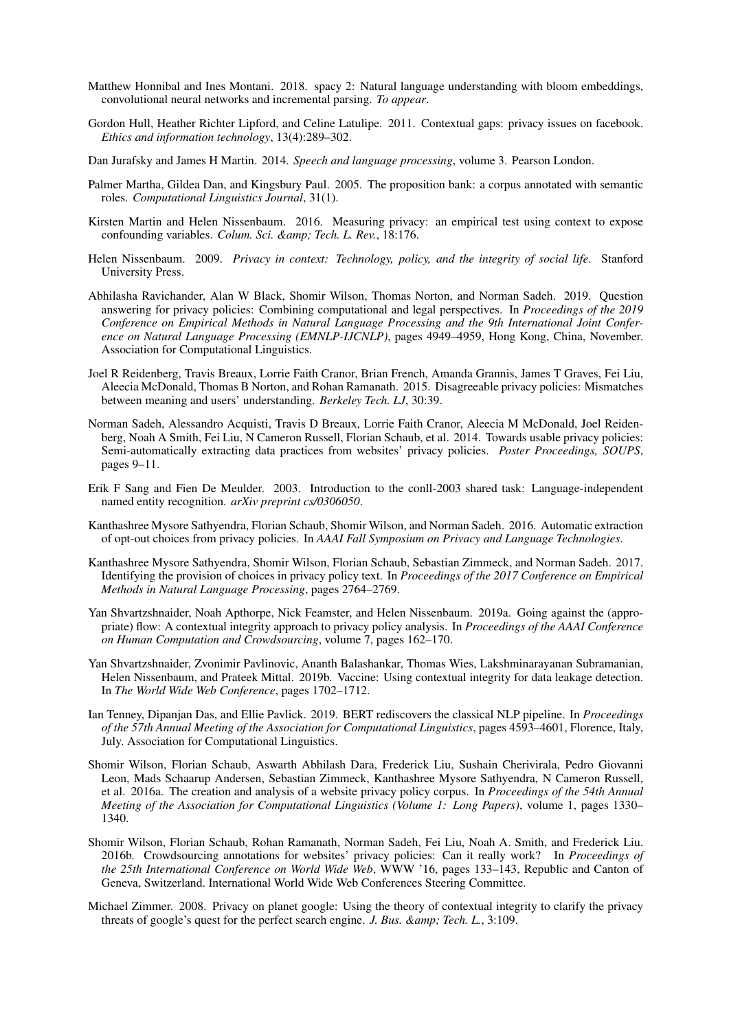Matthew Honnibal and Ines Montani. 2018. spacy 2: Natural language understanding with bloom embeddings, convolutional neural networks and incremental parsing. *To appear*.

Gordon Hull, Heather Richter Lipford, and Celine Latulipe. 2011. Contextual gaps: privacy issues on facebook. *Ethics and information technology*, 13(4):289–302.

Dan Jurafsky and James H Martin. 2014. *Speech and language processing*, volume 3. Pearson London.

Palmer Martha, Gildea Dan, and Kingsbury Paul. 2005. The proposition bank: a corpus annotated with semantic roles. *Computational Linguistics Journal*, 31(1).

Kirsten Martin and Helen Nissenbaum. 2016. Measuring privacy: an empirical test using context to expose confounding variables. *Colum. Sci. &amp; Tech. L. Rev.*, 18:176.

Helen Nissenbaum. 2009. *Privacy in context: Technology, policy, and the integrity of social life*. Stanford University Press.

Abhilasha Ravichander, Alan W Black, Shomir Wilson, Thomas Norton, and Norman Sadeh. 2019. Question answering for privacy policies: Combining computational and legal perspectives. In *Proceedings of the 2019 Conference on Empirical Methods in Natural Language Processing and the 9th International Joint Conference on Natural Language Processing (EMNLP-IJCNLP)*, pages 4949–4959, Hong Kong, China, November. Association for Computational Linguistics.

Joel R Reidenberg, Travis Breaux, Lorrie Faith Cranor, Brian French, Amanda Grannis, James T Graves, Fei Liu, Aleecia McDonald, Thomas B Norton, and Rohan Ramanath. 2015. Disagreeable privacy policies: Mismatches between meaning and users' understanding. *Berkeley Tech. LJ*, 30:39.

Norman Sadeh, Alessandro Acquisti, Travis D Breaux, Lorrie Faith Cranor, Aleecia M McDonald, Joel Reidenberg, Noah A Smith, Fei Liu, N Cameron Russell, Florian Schaub, et al. 2014. Towards usable privacy policies: Semi-automatically extracting data practices from websites' privacy policies. *Poster Proceedings, SOUPS*, pages 9–11.

Erik F Sang and Fien De Meulder. 2003. Introduction to the conll-2003 shared task: Language-independent named entity recognition. *arXiv preprint cs/0306050*.

Kanthashree Mysore Sathyendra, Florian Schaub, Shomir Wilson, and Norman Sadeh. 2016. Automatic extraction of opt-out choices from privacy policies. In *AAAI Fall Symposium on Privacy and Language Technologies*.

Kanthashree Mysore Sathyendra, Shomir Wilson, Florian Schaub, Sebastian Zimmeck, and Norman Sadeh. 2017. Identifying the provision of choices in privacy policy text. In *Proceedings of the 2017 Conference on Empirical Methods in Natural Language Processing*, pages 2764–2769.

Yan Shvartzshnaider, Noah Apthorpe, Nick Feamster, and Helen Nissenbaum. 2019a. Going against the (appropriate) flow: A contextual integrity approach to privacy policy analysis. In *Proceedings of the AAAI Conference on Human Computation and Crowdsourcing*, volume 7, pages 162–170.

Yan Shvartzshnaider, Zvonimir Pavlinovic, Ananth Balashankar, Thomas Wies, Lakshminarayanan Subramanian, Helen Nissenbaum, and Prateek Mittal. 2019b. Vaccine: Using contextual integrity for data leakage detection. In *The World Wide Web Conference*, pages 1702–1712.

Ian Tenney, Dipanjan Das, and Ellie Pavlick. 2019. BERT rediscovers the classical NLP pipeline. In *Proceedings of the 57th Annual Meeting of the Association for Computational Linguistics*, pages 4593–4601, Florence, Italy, July. Association for Computational Linguistics.

Shomir Wilson, Florian Schaub, Aswarth Abhilash Dara, Frederick Liu, Sushain Cherivirala, Pedro Giovanni Leon, Mads Schaarup Andersen, Sebastian Zimmeck, Kanthashree Mysore Sathyendra, N Cameron Russell, et al. 2016a. The creation and analysis of a website privacy policy corpus. In *Proceedings of the 54th Annual Meeting of the Association for Computational Linguistics (Volume 1: Long Papers)*, volume 1, pages 1330–1340.

Shomir Wilson, Florian Schaub, Rohan Ramanath, Norman Sadeh, Fei Liu, Noah A. Smith, and Frederick Liu. 2016b. Crowdsourcing annotations for websites' privacy policies: Can it really work? In *Proceedings of the 25th International Conference on World Wide Web*, WWW '16, pages 133–143, Republic and Canton of Geneva, Switzerland. International World Wide Web Conferences Steering Committee.

Michael Zimmer. 2008. Privacy on planet google: Using the theory of contextual integrity to clarify the privacy threats of google's quest for the perfect search engine. *J. Bus. &amp; Tech. L.*, 3:109.